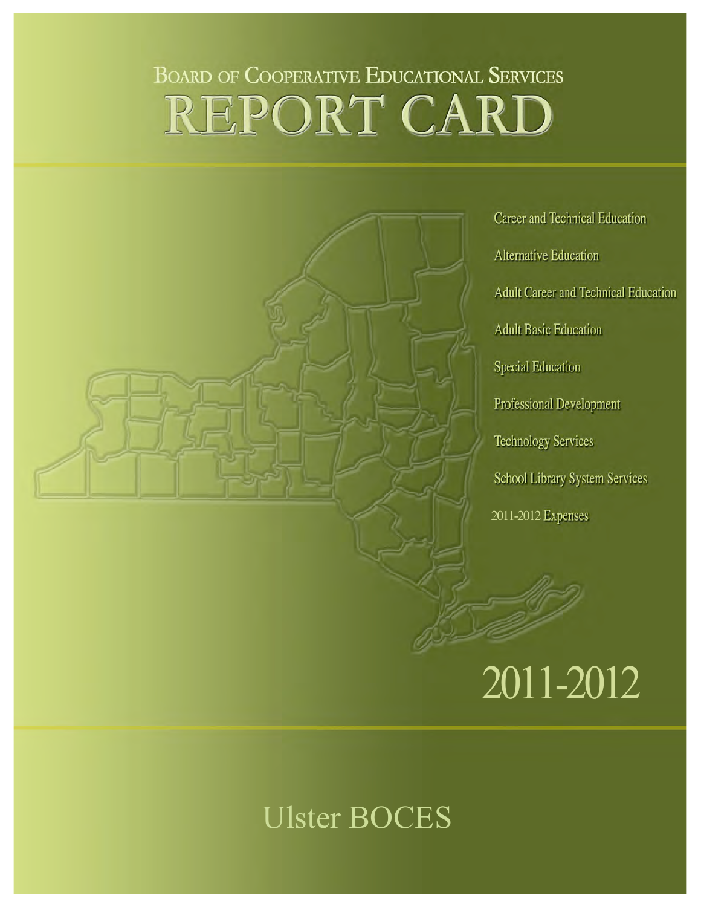# Board of Cooperative Educational Services
# REPORT CARD

- Career and Technical Education
- Alternative Education
- Adult Career and Technical Education
- Adult Basic Education
- Special Education
- Professional Development
- Technology Services
- School Library System Services
- 2011-2012 Expenses

## 2011-2012

## Ulster BOCES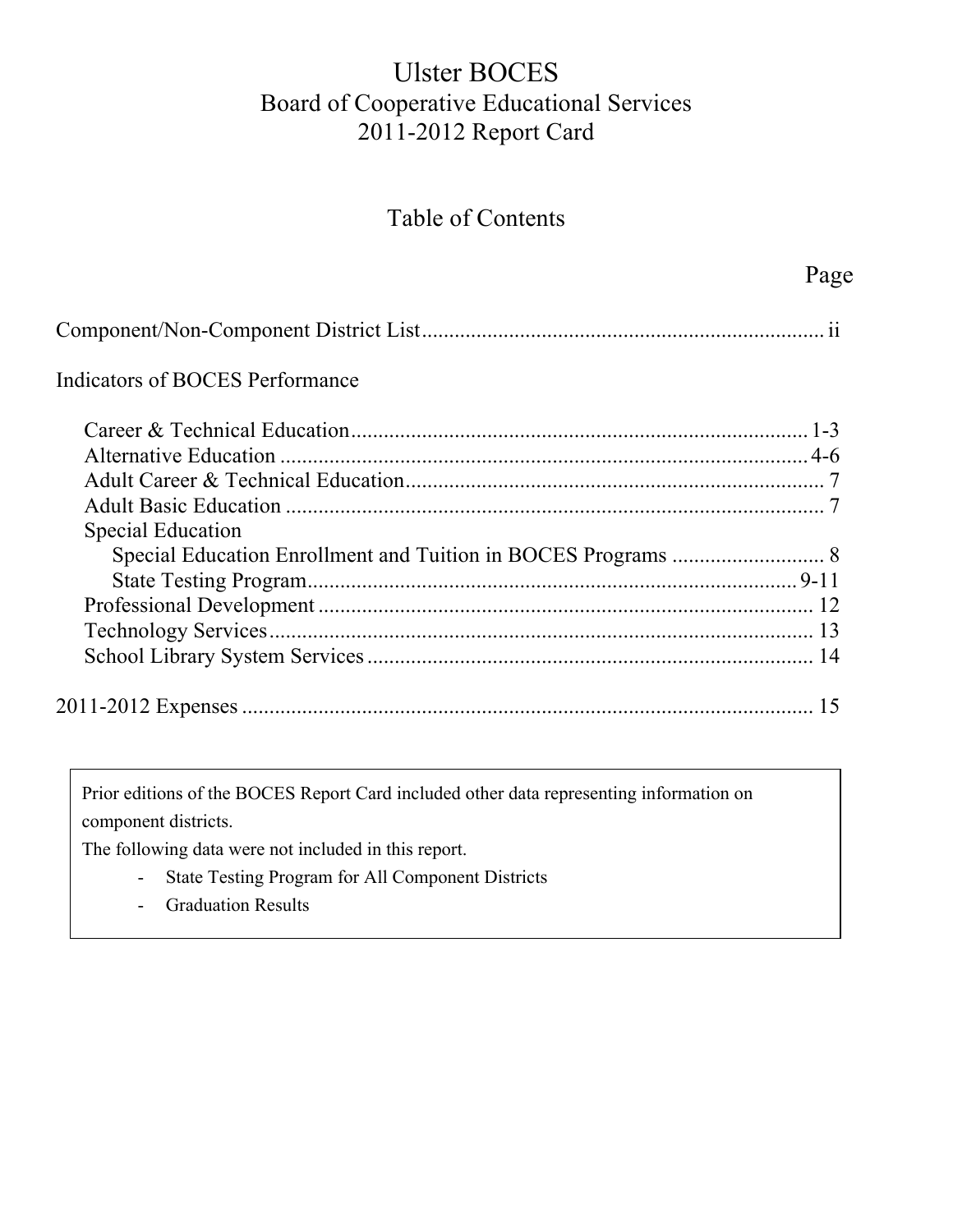# Ulster BOCES
## Board of Cooperative Educational Services
## 2011-2012 Report Card

## Table of Contents

| | Page |
|---|---|
| Component/Non-Component District List | ii |
| Indicators of BOCES Performance | |
| Career & Technical Education | 1-3 |
| Alternative Education | 4-6 |
| Adult Career & Technical Education | 7 |
| Adult Basic Education | 7 |
| Special Education | |
| Special Education Enrollment and Tuition in BOCES Programs | 8 |
| State Testing Program | 9-11 |
| Professional Development | 12 |
| Technology Services | 13 |
| School Library System Services | 14 |
| 2011-2012 Expenses | 15 |

Prior editions of the BOCES Report Card included other data representing information on component districts.

The following data were not included in this report.

- State Testing Program for All Component Districts
- Graduation Results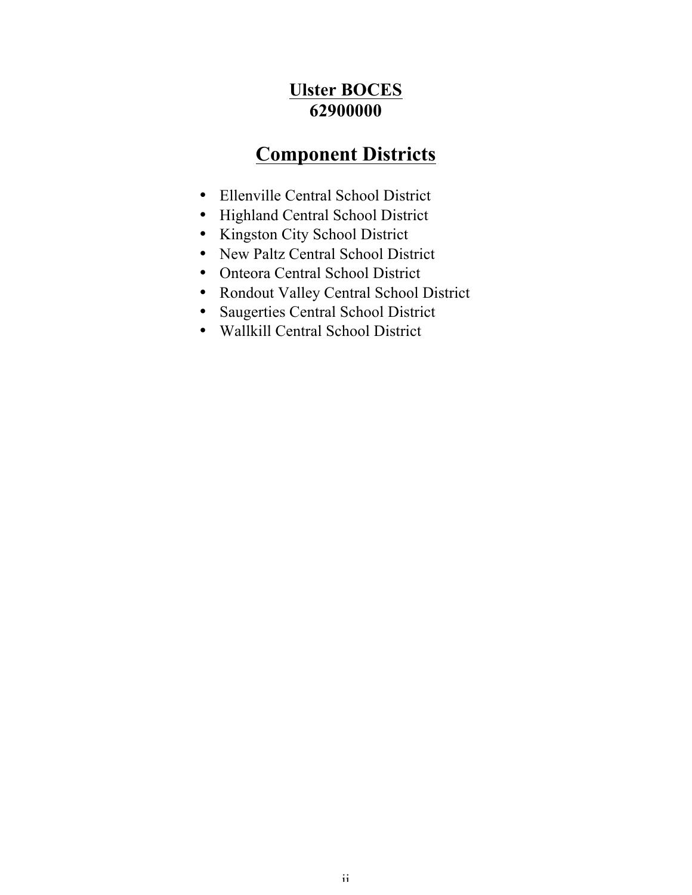# Ulster BOCES
# 62900000

## Component Districts

- Ellenville Central School District
- Highland Central School District
- Kingston City School District
- New Paltz Central School District
- Onteora Central School District
- Rondout Valley Central School District
- Saugerties Central School District
- Wallkill Central School District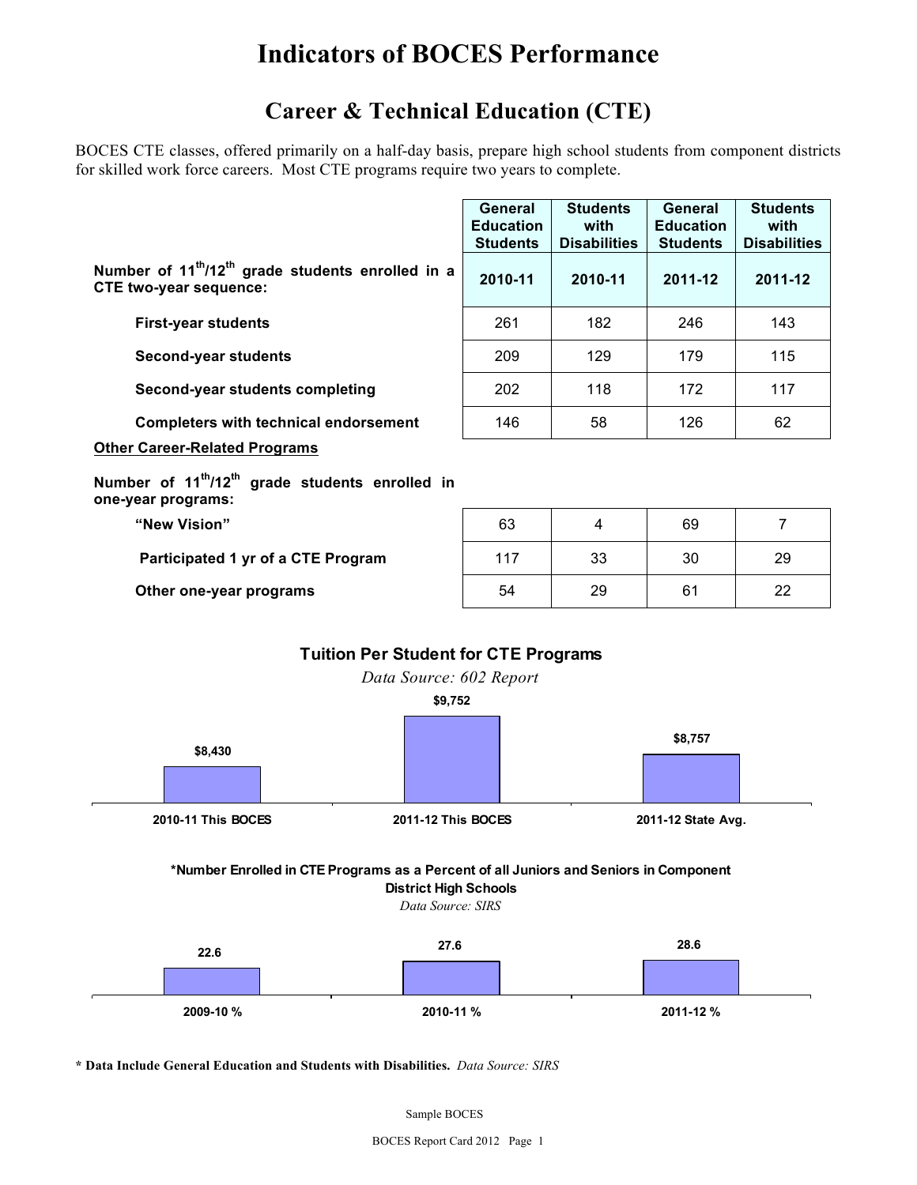# Indicators of BOCES Performance

## Career & Technical Education (CTE)

BOCES CTE classes, offered primarily on a half-day basis, prepare high school students from component districts for skilled work force careers. Most CTE programs require two years to complete.

| | General Education Students | Students with Disabilities | General Education Students | Students with Disabilities |
|---|---|---|---|---|
| **Number of 11th/12th grade students enrolled in a CTE two-year sequence:** | **2010-11** | **2010-11** | **2011-12** | **2011-12** |
| **First-year students** | 261 | 182 | 246 | 143 |
| **Second-year students** | 209 | 129 | 179 | 115 |
| **Second-year students completing** | 202 | 118 | 172 | 117 |
| **Completers with technical endorsement** | 146 | 58 | 126 | 62 |
| **Other Career-Related Programs** | | | | |
| **Number of 11th/12th grade students enrolled in one-year programs:** | | | | |
| **"New Vision"** | 63 | 4 | 69 | 7 |
| **Participated 1 yr of a CTE Program** | 117 | 33 | 30 | 29 |
| **Other one-year programs** | 54 | 29 | 61 | 22 |

**Tuition Per Student for CTE Programs**

*Data Source: 602 Report*

| 2010-11 This BOCES | 2011-12 This BOCES | 2011-12 State Avg. |
|---|---|---|
| $8,430 | $9,752 | $8,757 |

**\*Number Enrolled in CTE Programs as a Percent of all Juniors and Seniors in Component District High Schools**

*Data Source: SIRS*

| 2009-10 % | 2010-11 % | 2011-12 % |
|---|---|---|
| 22.6 | 27.6 | 28.6 |

**\* Data Include General Education and Students with Disabilities.** *Data Source: SIRS*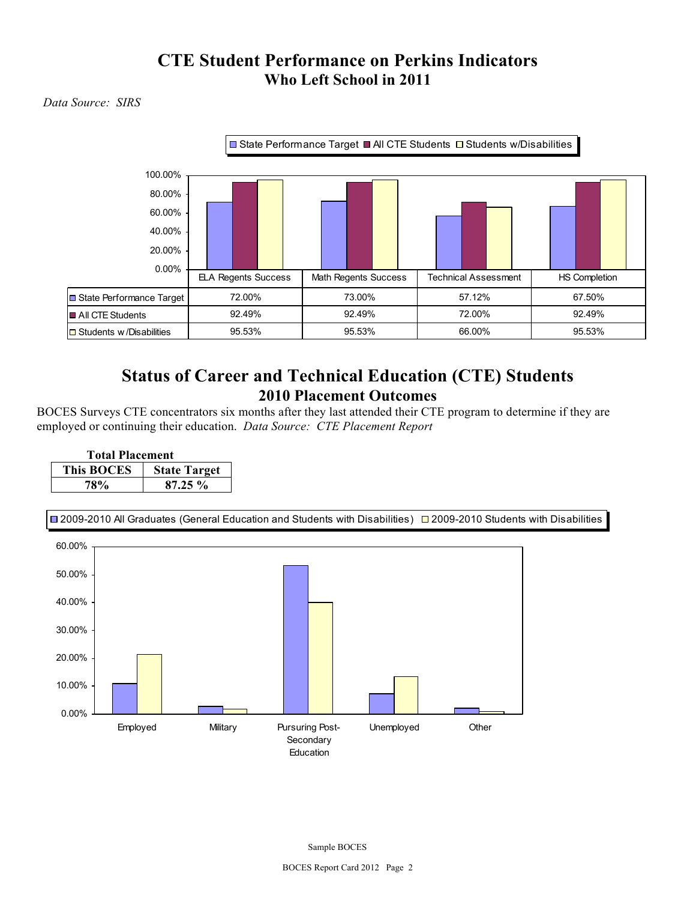# CTE Student Performance on Perkins Indicators

## Who Left School in 2011

*Data Source: SIRS*

| | ELA Regents Success | Math Regents Success | Technical Assessment | HS Completion |
|---|---|---|---|---|
| State Performance Target | 72.00% | 73.00% | 57.12% | 67.50% |
| All CTE Students | 92.49% | 92.49% | 72.00% | 92.49% |
| Students w/Disabilities | 95.53% | 95.53% | 66.00% | 95.53% |

# Status of Career and Technical Education (CTE) Students

## 2010 Placement Outcomes

BOCES Surveys CTE concentrators six months after they last attended their CTE program to determine if they are employed or continuing their education. *Data Source: CTE Placement Report*

**Total Placement**

| This BOCES | State Target |
|---|---|
| 78% | 87.25 % |

2009-2010 All Graduates (General Education and Students with Disabilities) / 2009-2010 Students with Disabilities

Employed | Military | Pursuing Post-Secondary Education | Unemployed | Other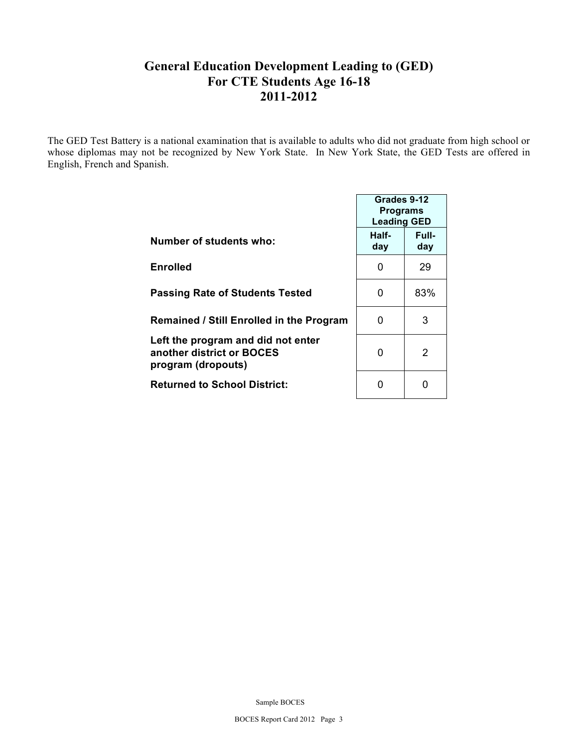# General Education Development Leading to (GED)
# For CTE Students Age 16-18
# 2011-2012

The GED Test Battery is a national examination that is available to adults who did not graduate from high school or whose diplomas may not be recognized by New York State. In New York State, the GED Tests are offered in English, French and Spanish.

| | Grades 9-12 Programs Leading GED | |
|---|---|---|
| **Number of students who:** | **Half-day** | **Full-day** |
| **Enrolled** | 0 | 29 |
| **Passing Rate of Students Tested** | 0 | 83% |
| **Remained / Still Enrolled in the Program** | 0 | 3 |
| **Left the program and did not enter another district or BOCES program (dropouts)** | 0 | 2 |
| **Returned to School District:** | 0 | 0 |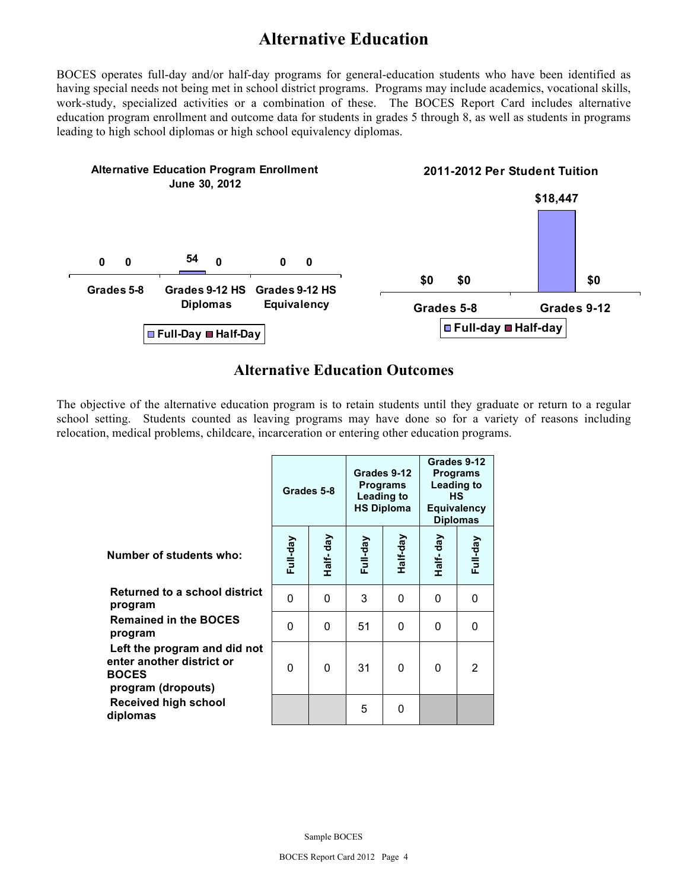# Alternative Education

BOCES operates full-day and/or half-day programs for general-education students who have been identified as having special needs not being met in school district programs. Programs may include academics, vocational skills, work-study, specialized activities or a combination of these. The BOCES Report Card includes alternative education program enrollment and outcome data for students in grades 5 through 8, as well as students in programs leading to high school diplomas or high school equivalency diplomas.

**Alternative Education Program Enrollment June 30, 2012**

| | Full-Day | Half-Day |
|---|---|---|
| Grades 5-8 | 0 | 0 |
| Grades 9-12 HS Diplomas | 54 | 0 |
| Grades 9-12 HS Equivalency | 0 | 0 |

**2011-2012 Per Student Tuition**

| | Full-day | Half-day |
|---|---|---|
| Grades 5-8 | $0 | $0 |
| Grades 9-12 | $18,447 | $0 |

## Alternative Education Outcomes

The objective of the alternative education program is to retain students until they graduate or return to a regular school setting. Students counted as leaving programs may have done so for a variety of reasons including relocation, medical problems, childcare, incarceration or entering other education programs.

| | Grades 5-8 | | Grades 9-12 Programs Leading to HS Diploma | | Grades 9-12 Programs Leading to HS Equivalency Diplomas | |
|---|---|---|---|---|---|---|
| **Number of students who:** | Full-day | Half- day | Full-day | Half-day | Half- day | Full-day |
| **Returned to a school district program** | 0 | 0 | 3 | 0 | 0 | 0 |
| **Remained in the BOCES program** | 0 | 0 | 51 | 0 | 0 | 0 |
| **Left the program and did not enter another district or BOCES program (dropouts)** | 0 | 0 | 31 | 0 | 0 | 2 |
| **Received high school diplomas** | | | 5 | 0 | | |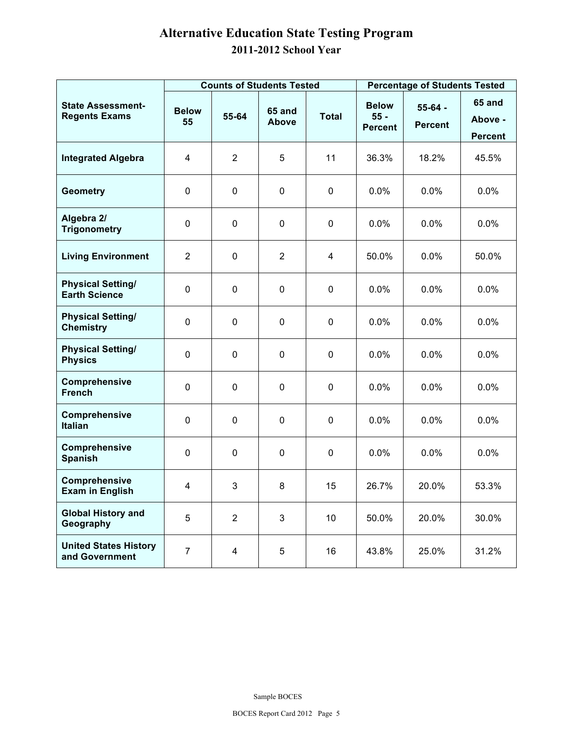# Alternative Education State Testing Program

## 2011-2012 School Year

| State Assessment-Regents Exams | Counts of Students Tested | | | | Percentage of Students Tested | | |
|---|---|---|---|---|---|---|---|
| | Below 55 | 55-64 | 65 and Above | Total | Below 55 - Percent | 55-64 - Percent | 65 and Above - Percent |
| Integrated Algebra | 4 | 2 | 5 | 11 | 36.3% | 18.2% | 45.5% |
| Geometry | 0 | 0 | 0 | 0 | 0.0% | 0.0% | 0.0% |
| Algebra 2/ Trigonometry | 0 | 0 | 0 | 0 | 0.0% | 0.0% | 0.0% |
| Living Environment | 2 | 0 | 2 | 4 | 50.0% | 0.0% | 50.0% |
| Physical Setting/ Earth Science | 0 | 0 | 0 | 0 | 0.0% | 0.0% | 0.0% |
| Physical Setting/ Chemistry | 0 | 0 | 0 | 0 | 0.0% | 0.0% | 0.0% |
| Physical Setting/ Physics | 0 | 0 | 0 | 0 | 0.0% | 0.0% | 0.0% |
| Comprehensive French | 0 | 0 | 0 | 0 | 0.0% | 0.0% | 0.0% |
| Comprehensive Italian | 0 | 0 | 0 | 0 | 0.0% | 0.0% | 0.0% |
| Comprehensive Spanish | 0 | 0 | 0 | 0 | 0.0% | 0.0% | 0.0% |
| Comprehensive Exam in English | 4 | 3 | 8 | 15 | 26.7% | 20.0% | 53.3% |
| Global History and Geography | 5 | 2 | 3 | 10 | 50.0% | 20.0% | 30.0% |
| United States History and Government | 7 | 4 | 5 | 16 | 43.8% | 25.0% | 31.2% |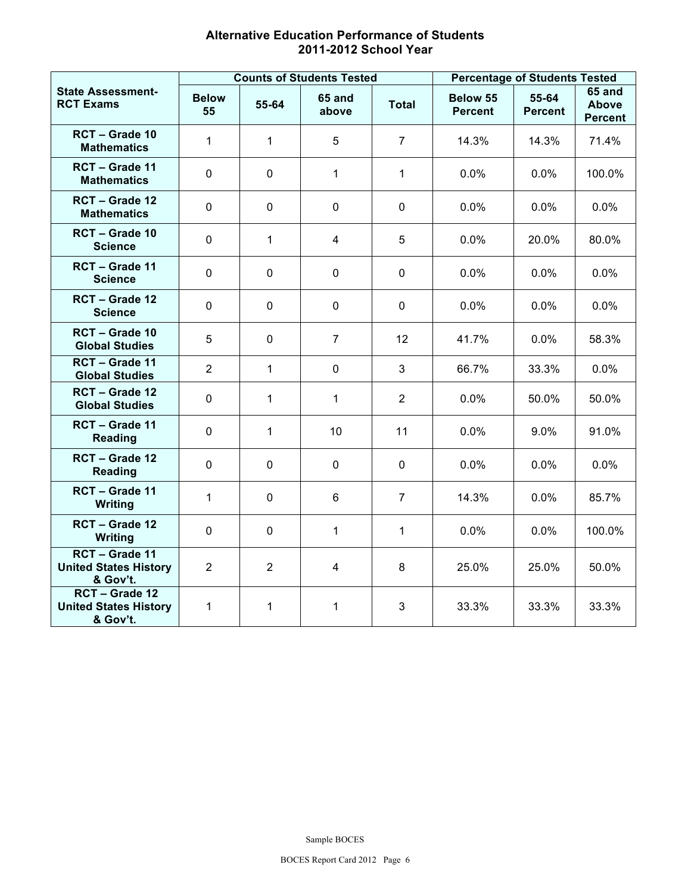# Alternative Education Performance of Students
## 2011-2012 School Year

| State Assessment-RCT Exams | Counts of Students Tested | | | | Percentage of Students Tested | | |
|---|---|---|---|---|---|---|---|
| | Below 55 | 55-64 | 65 and above | Total | Below 55 Percent | 55-64 Percent | 65 and Above Percent |
| RCT – Grade 10 Mathematics | 1 | 1 | 5 | 7 | 14.3% | 14.3% | 71.4% |
| RCT – Grade 11 Mathematics | 0 | 0 | 1 | 1 | 0.0% | 0.0% | 100.0% |
| RCT – Grade 12 Mathematics | 0 | 0 | 0 | 0 | 0.0% | 0.0% | 0.0% |
| RCT – Grade 10 Science | 0 | 1 | 4 | 5 | 0.0% | 20.0% | 80.0% |
| RCT – Grade 11 Science | 0 | 0 | 0 | 0 | 0.0% | 0.0% | 0.0% |
| RCT – Grade 12 Science | 0 | 0 | 0 | 0 | 0.0% | 0.0% | 0.0% |
| RCT – Grade 10 Global Studies | 5 | 0 | 7 | 12 | 41.7% | 0.0% | 58.3% |
| RCT – Grade 11 Global Studies | 2 | 1 | 0 | 3 | 66.7% | 33.3% | 0.0% |
| RCT – Grade 12 Global Studies | 0 | 1 | 1 | 2 | 0.0% | 50.0% | 50.0% |
| RCT – Grade 11 Reading | 0 | 1 | 10 | 11 | 0.0% | 9.0% | 91.0% |
| RCT – Grade 12 Reading | 0 | 0 | 0 | 0 | 0.0% | 0.0% | 0.0% |
| RCT – Grade 11 Writing | 1 | 0 | 6 | 7 | 14.3% | 0.0% | 85.7% |
| RCT – Grade 12 Writing | 0 | 0 | 1 | 1 | 0.0% | 0.0% | 100.0% |
| RCT – Grade 11 United States History & Gov't. | 2 | 2 | 4 | 8 | 25.0% | 25.0% | 50.0% |
| RCT – Grade 12 United States History & Gov't. | 1 | 1 | 1 | 3 | 33.3% | 33.3% | 33.3% |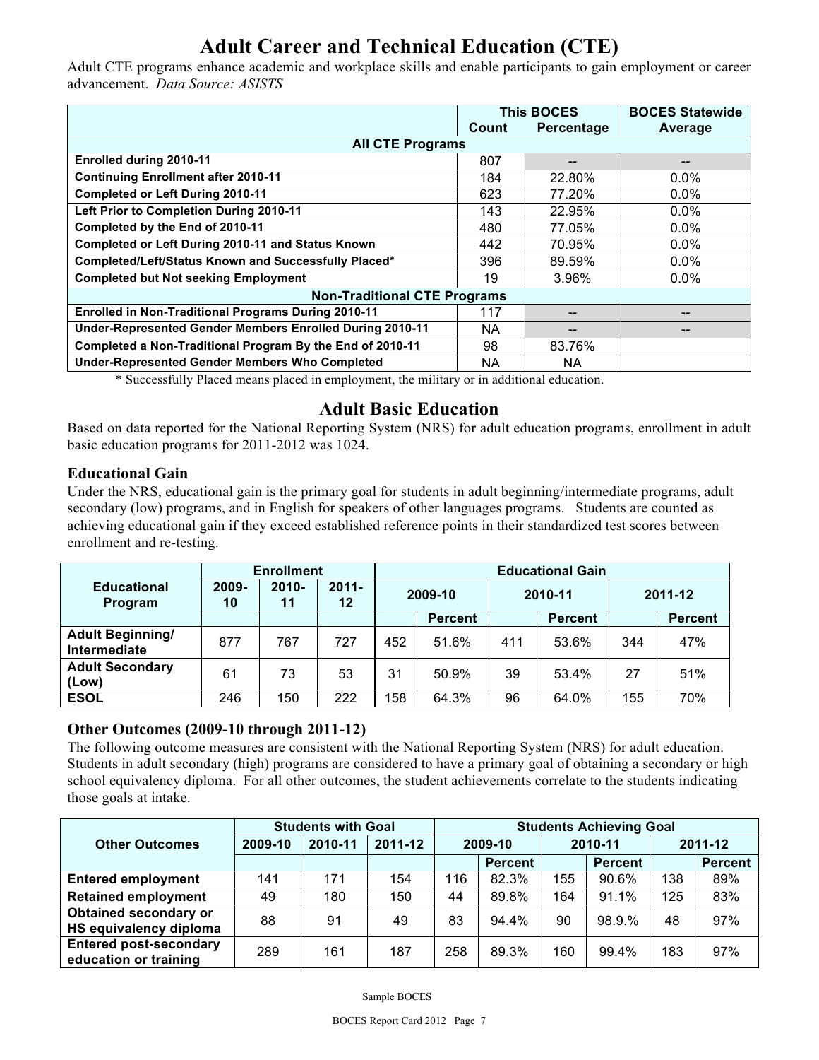# Adult Career and Technical Education (CTE)

Adult CTE programs enhance academic and workplace skills and enable participants to gain employment or career advancement. *Data Source: ASISTS*

| | This BOCES | | BOCES Statewide |
|---|---|---|---|
| | Count | Percentage | Average |
| **All CTE Programs** | | | |
| **Enrolled during 2010-11** | 807 | -- | -- |
| **Continuing Enrollment after 2010-11** | 184 | 22.80% | 0.0% |
| **Completed or Left During 2010-11** | 623 | 77.20% | 0.0% |
| **Left Prior to Completion During 2010-11** | 143 | 22.95% | 0.0% |
| **Completed by the End of 2010-11** | 480 | 77.05% | 0.0% |
| **Completed or Left During 2010-11 and Status Known** | 442 | 70.95% | 0.0% |
| **Completed/Left/Status Known and Successfully Placed*** | 396 | 89.59% | 0.0% |
| **Completed but Not seeking Employment** | 19 | 3.96% | 0.0% |
| **Non-Traditional CTE Programs** | | | |
| **Enrolled in Non-Traditional Programs During 2010-11** | 117 | -- | -- |
| **Under-Represented Gender Members Enrolled During 2010-11** | NA | -- | -- |
| **Completed a Non-Traditional Program By the End of 2010-11** | 98 | 83.76% | |
| **Under-Represented Gender Members Who Completed** | NA | NA | |

\* Successfully Placed means placed in employment, the military or in additional education.

## Adult Basic Education

Based on data reported for the National Reporting System (NRS) for adult education programs, enrollment in adult basic education programs for 2011-2012 was 1024.

### Educational Gain

Under the NRS, educational gain is the primary goal for students in adult beginning/intermediate programs, adult secondary (low) programs, and in English for speakers of other languages programs. Students are counted as achieving educational gain if they exceed established reference points in their standardized test scores between enrollment and re-testing.

| Educational Program | Enrollment | | | Educational Gain | | | | | |
|---|---|---|---|---|---|---|---|---|---|
| | 2009-10 | 2010-11 | 2011-12 | 2009-10 | | 2010-11 | | 2011-12 | |
| | | | | | Percent | | Percent | | Percent |
| **Adult Beginning/ Intermediate** | 877 | 767 | 727 | 452 | 51.6% | 411 | 53.6% | 344 | 47% |
| **Adult Secondary (Low)** | 61 | 73 | 53 | 31 | 50.9% | 39 | 53.4% | 27 | 51% |
| **ESOL** | 246 | 150 | 222 | 158 | 64.3% | 96 | 64.0% | 155 | 70% |

### Other Outcomes (2009-10 through 2011-12)

The following outcome measures are consistent with the National Reporting System (NRS) for adult education. Students in adult secondary (high) programs are considered to have a primary goal of obtaining a secondary or high school equivalency diploma. For all other outcomes, the student achievements correlate to the students indicating those goals at intake.

| Other Outcomes | Students with Goal | | | Students Achieving Goal | | | | | |
|---|---|---|---|---|---|---|---|---|---|
| | 2009-10 | 2010-11 | 2011-12 | 2009-10 | | 2010-11 | | 2011-12 | |
| | | | | | Percent | | Percent | | Percent |
| **Entered employment** | 141 | 171 | 154 | 116 | 82.3% | 155 | 90.6% | 138 | 89% |
| **Retained employment** | 49 | 180 | 150 | 44 | 89.8% | 164 | 91.1% | 125 | 83% |
| **Obtained secondary or HS equivalency diploma** | 88 | 91 | 49 | 83 | 94.4% | 90 | 98.9.% | 48 | 97% |
| **Entered post-secondary education or training** | 289 | 161 | 187 | 258 | 89.3% | 160 | 99.4% | 183 | 97% |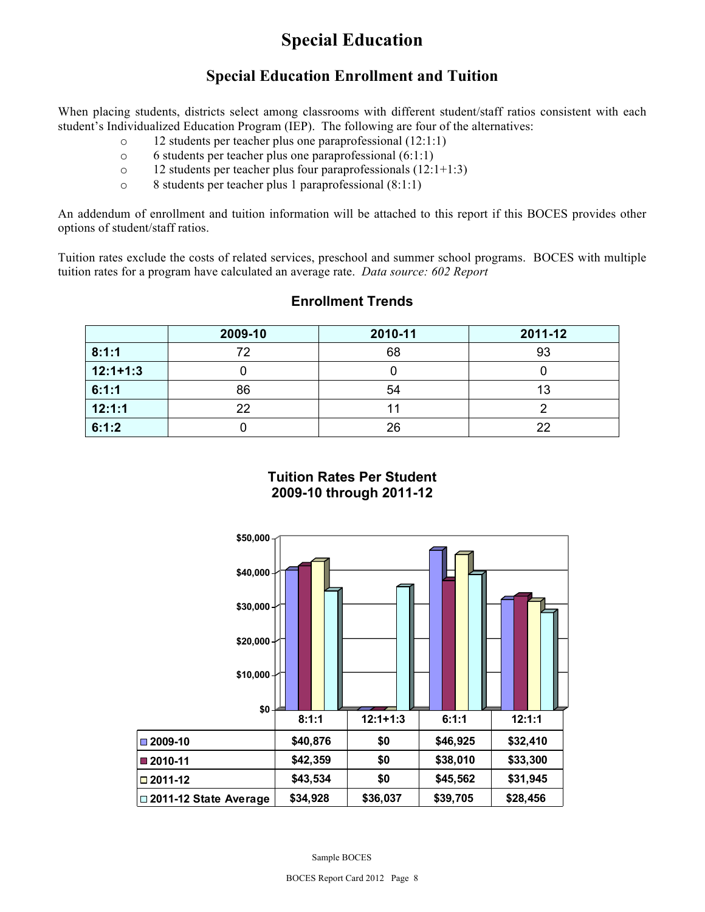# Special Education

## Special Education Enrollment and Tuition

When placing students, districts select among classrooms with different student/staff ratios consistent with each student's Individualized Education Program (IEP). The following are four of the alternatives:

- 12 students per teacher plus one paraprofessional (12:1:1)
- 6 students per teacher plus one paraprofessional (6:1:1)
- 12 students per teacher plus four paraprofessionals (12:1+1:3)
- 8 students per teacher plus 1 paraprofessional (8:1:1)

An addendum of enrollment and tuition information will be attached to this report if this BOCES provides other options of student/staff ratios.

Tuition rates exclude the costs of related services, preschool and summer school programs. BOCES with multiple tuition rates for a program have calculated an average rate. *Data source: 602 Report*

### Enrollment Trends

| | 2009-10 | 2010-11 | 2011-12 |
|---|---|---|---|
| **8:1:1** | 72 | 68 | 93 |
| **12:1+1:3** | 0 | 0 | 0 |
| **6:1:1** | 86 | 54 | 13 |
| **12:1:1** | 22 | 11 | 2 |
| **6:1:2** | 0 | 26 | 22 |

### Tuition Rates Per Student
### 2009-10 through 2011-12

| | 8:1:1 | 12:1+1:3 | 6:1:1 | 12:1:1 |
|---|---|---|---|---|
| **2009-10** | $40,876 | $0 | $46,925 | $32,410 |
| **2010-11** | $42,359 | $0 | $38,010 | $33,300 |
| **2011-12** | $43,534 | $0 | $45,562 | $31,945 |
| **2011-12 State Average** | $34,928 | $36,037 | $39,705 | $28,456 |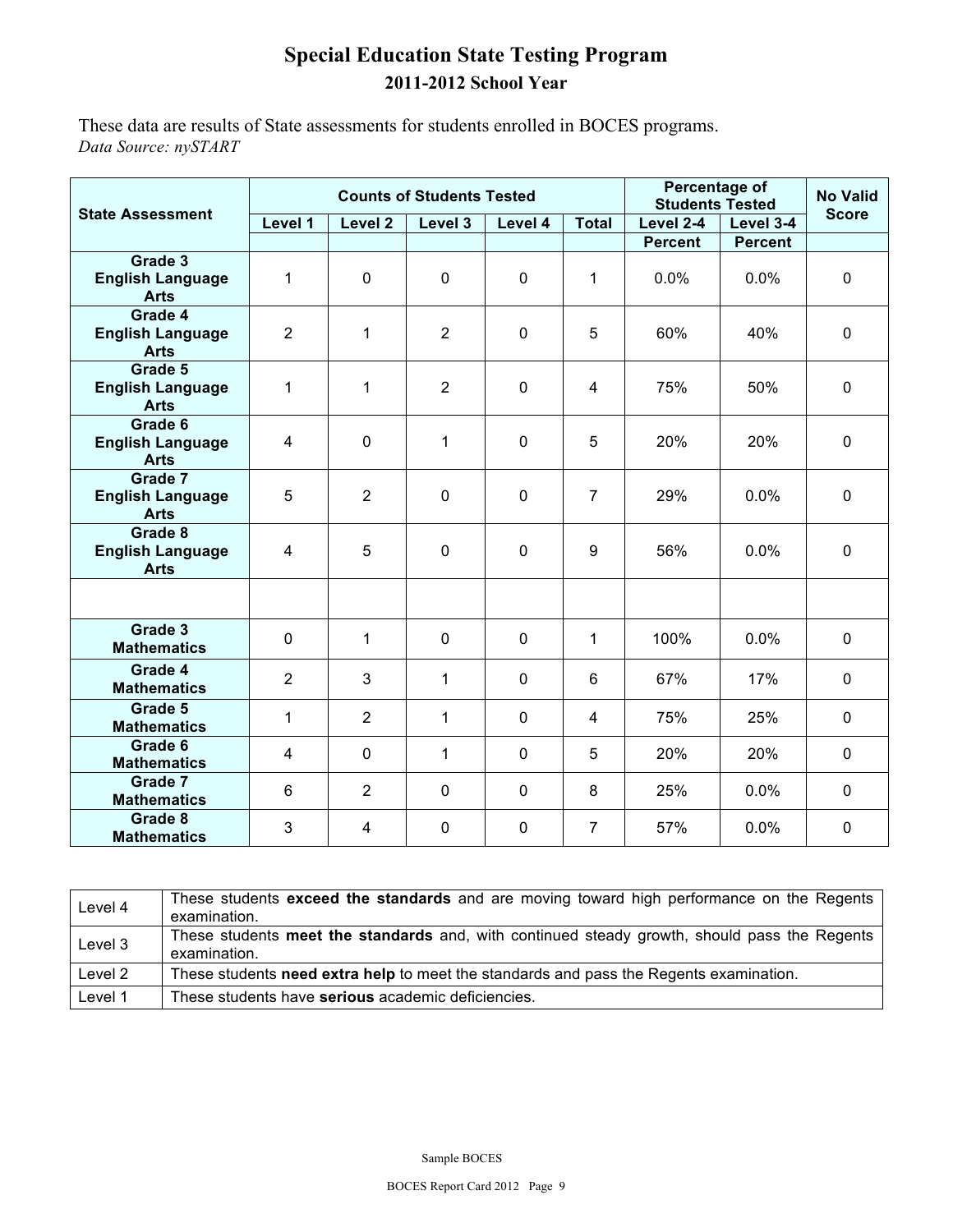# Special Education State Testing Program

## 2011-2012 School Year

These data are results of State assessments for students enrolled in BOCES programs.
*Data Source: nySTART*

| State Assessment | Counts of Students Tested | | | | | Percentage of Students Tested | | No Valid Score |
|---|---|---|---|---|---|---|---|---|
| | Level 1 | Level 2 | Level 3 | Level 4 | Total | Level 2-4 | Level 3-4 | |
| | | | | | | Percent | Percent | |
| Grade 3 English Language Arts | 1 | 0 | 0 | 0 | 1 | 0.0% | 0.0% | 0 |
| Grade 4 English Language Arts | 2 | 1 | 2 | 0 | 5 | 60% | 40% | 0 |
| Grade 5 English Language Arts | 1 | 1 | 2 | 0 | 4 | 75% | 50% | 0 |
| Grade 6 English Language Arts | 4 | 0 | 1 | 0 | 5 | 20% | 20% | 0 |
| Grade 7 English Language Arts | 5 | 2 | 0 | 0 | 7 | 29% | 0.0% | 0 |
| Grade 8 English Language Arts | 4 | 5 | 0 | 0 | 9 | 56% | 0.0% | 0 |
| | | | | | | | | |
| Grade 3 Mathematics | 0 | 1 | 0 | 0 | 1 | 100% | 0.0% | 0 |
| Grade 4 Mathematics | 2 | 3 | 1 | 0 | 6 | 67% | 17% | 0 |
| Grade 5 Mathematics | 1 | 2 | 1 | 0 | 4 | 75% | 25% | 0 |
| Grade 6 Mathematics | 4 | 0 | 1 | 0 | 5 | 20% | 20% | 0 |
| Grade 7 Mathematics | 6 | 2 | 0 | 0 | 8 | 25% | 0.0% | 0 |
| Grade 8 Mathematics | 3 | 4 | 0 | 0 | 7 | 57% | 0.0% | 0 |

| Level | Description |
|---|---|
| Level 4 | These students **exceed the standards** and are moving toward high performance on the Regents examination. |
| Level 3 | These students **meet the standards** and, with continued steady growth, should pass the Regents examination. |
| Level 2 | These students **need extra help** to meet the standards and pass the Regents examination. |
| Level 1 | These students have **serious** academic deficiencies. |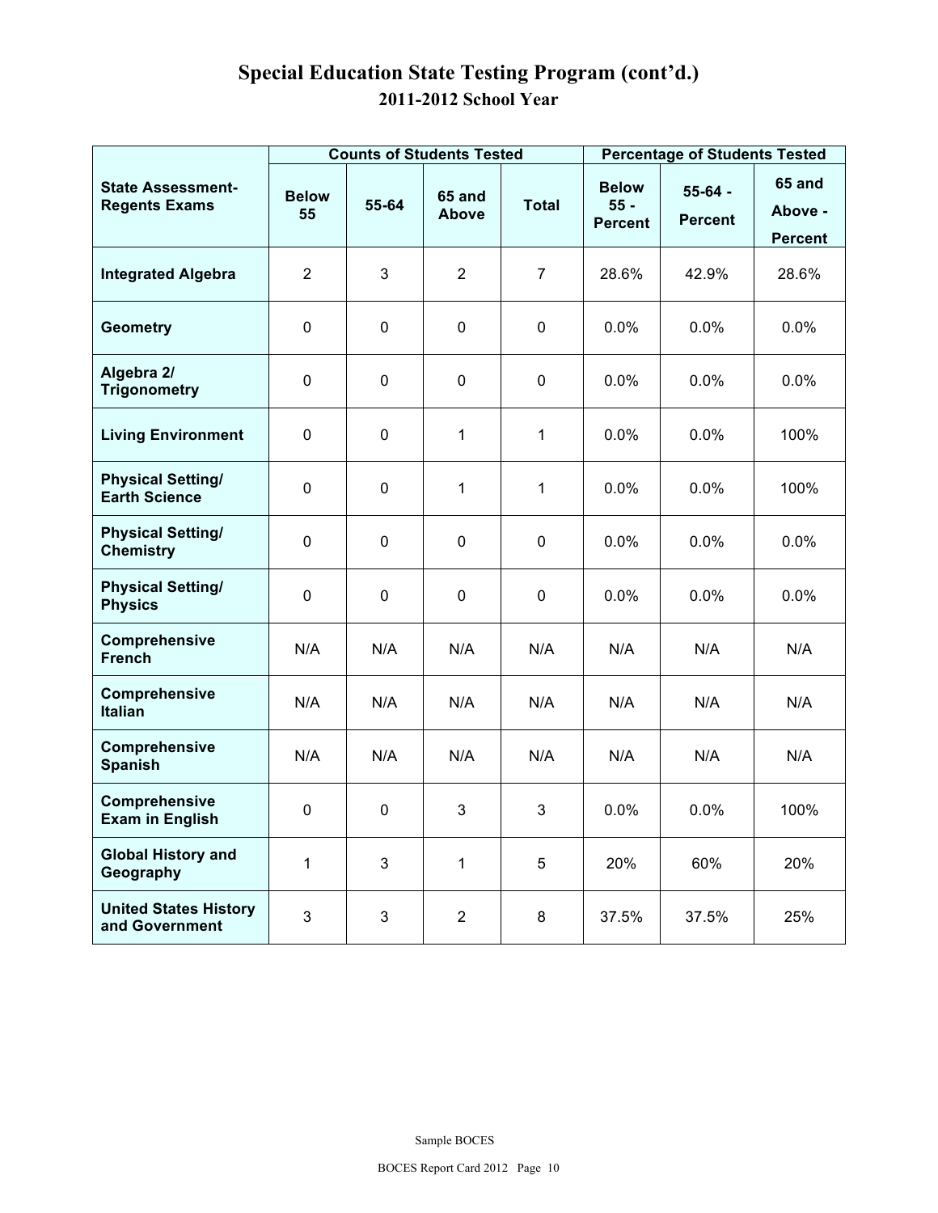# Special Education State Testing Program (cont'd.)

## 2011-2012 School Year

| State Assessment-Regents Exams | Counts of Students Tested | | | | Percentage of Students Tested | | |
|---|---|---|---|---|---|---|---|
| | Below 55 | 55-64 | 65 and Above | Total | Below 55 - Percent | 55-64 - Percent | 65 and Above - Percent |
| Integrated Algebra | 2 | 3 | 2 | 7 | 28.6% | 42.9% | 28.6% |
| Geometry | 0 | 0 | 0 | 0 | 0.0% | 0.0% | 0.0% |
| Algebra 2/ Trigonometry | 0 | 0 | 0 | 0 | 0.0% | 0.0% | 0.0% |
| Living Environment | 0 | 0 | 1 | 1 | 0.0% | 0.0% | 100% |
| Physical Setting/ Earth Science | 0 | 0 | 1 | 1 | 0.0% | 0.0% | 100% |
| Physical Setting/ Chemistry | 0 | 0 | 0 | 0 | 0.0% | 0.0% | 0.0% |
| Physical Setting/ Physics | 0 | 0 | 0 | 0 | 0.0% | 0.0% | 0.0% |
| Comprehensive French | N/A | N/A | N/A | N/A | N/A | N/A | N/A |
| Comprehensive Italian | N/A | N/A | N/A | N/A | N/A | N/A | N/A |
| Comprehensive Spanish | N/A | N/A | N/A | N/A | N/A | N/A | N/A |
| Comprehensive Exam in English | 0 | 0 | 3 | 3 | 0.0% | 0.0% | 100% |
| Global History and Geography | 1 | 3 | 1 | 5 | 20% | 60% | 20% |
| United States History and Government | 3 | 3 | 2 | 8 | 37.5% | 37.5% | 25% |

Sample BOCES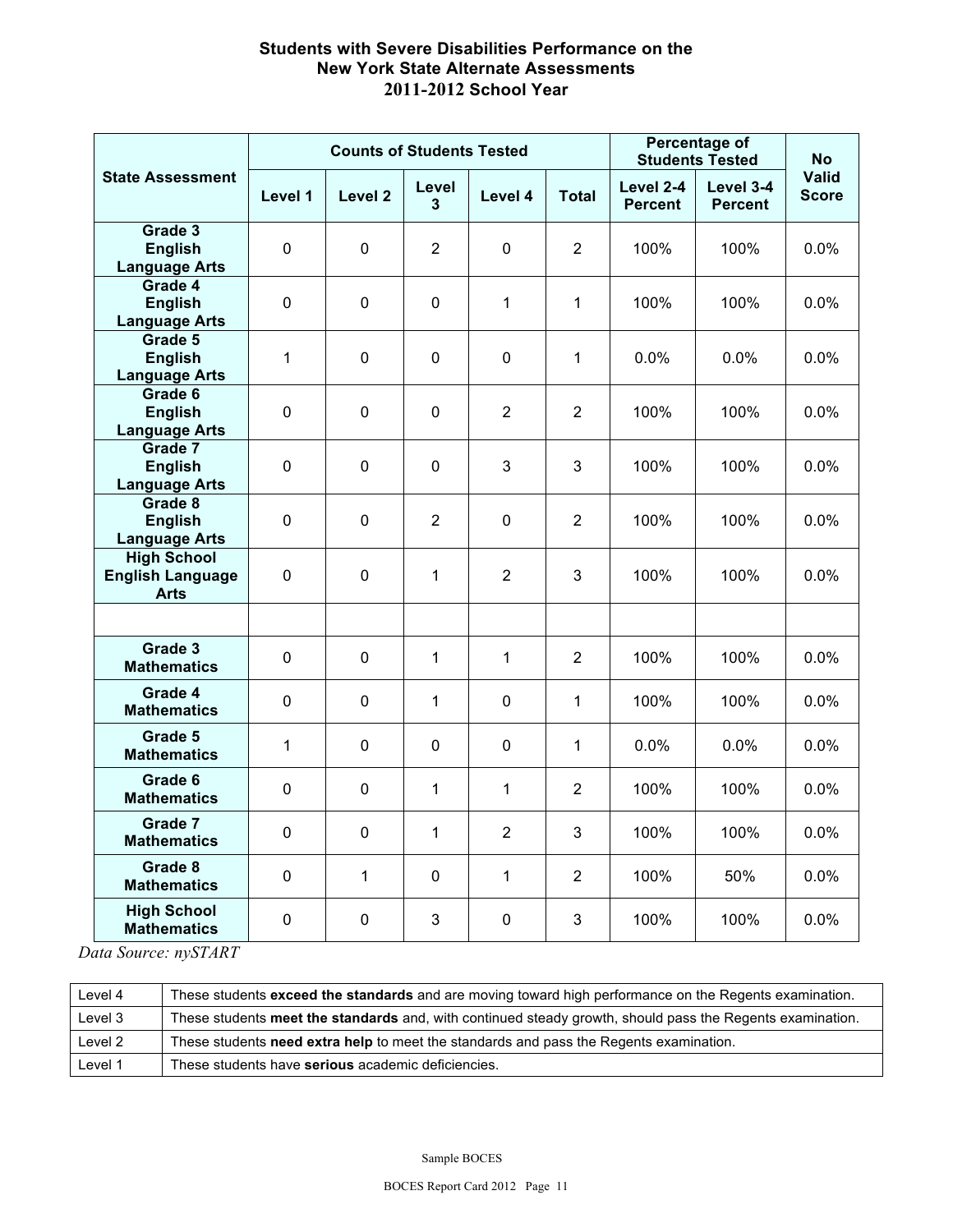# Students with Severe Disabilities Performance on the New York State Alternate Assessments 2011-2012 School Year

| State Assessment | Counts of Students Tested | | | | | Percentage of Students Tested | | No Valid Score |
|---|---|---|---|---|---|---|---|---|
| | Level 1 | Level 2 | Level 3 | Level 4 | Total | Level 2-4 Percent | Level 3-4 Percent | |
| Grade 3 English Language Arts | 0 | 0 | 2 | 0 | 2 | 100% | 100% | 0.0% |
| Grade 4 English Language Arts | 0 | 0 | 0 | 1 | 1 | 100% | 100% | 0.0% |
| Grade 5 English Language Arts | 1 | 0 | 0 | 0 | 1 | 0.0% | 0.0% | 0.0% |
| Grade 6 English Language Arts | 0 | 0 | 0 | 2 | 2 | 100% | 100% | 0.0% |
| Grade 7 English Language Arts | 0 | 0 | 0 | 3 | 3 | 100% | 100% | 0.0% |
| Grade 8 English Language Arts | 0 | 0 | 2 | 0 | 2 | 100% | 100% | 0.0% |
| High School English Language Arts | 0 | 0 | 1 | 2 | 3 | 100% | 100% | 0.0% |
| | | | | | | | | |
| Grade 3 Mathematics | 0 | 0 | 1 | 1 | 2 | 100% | 100% | 0.0% |
| Grade 4 Mathematics | 0 | 0 | 1 | 0 | 1 | 100% | 100% | 0.0% |
| Grade 5 Mathematics | 1 | 0 | 0 | 0 | 1 | 0.0% | 0.0% | 0.0% |
| Grade 6 Mathematics | 0 | 0 | 1 | 1 | 2 | 100% | 100% | 0.0% |
| Grade 7 Mathematics | 0 | 0 | 1 | 2 | 3 | 100% | 100% | 0.0% |
| Grade 8 Mathematics | 0 | 1 | 0 | 1 | 2 | 100% | 50% | 0.0% |
| High School Mathematics | 0 | 0 | 3 | 0 | 3 | 100% | 100% | 0.0% |

*Data Source: nySTART*

| Level | Description |
|---|---|
| Level 4 | These students **exceed the standards** and are moving toward high performance on the Regents examination. |
| Level 3 | These students **meet the standards** and, with continued steady growth, should pass the Regents examination. |
| Level 2 | These students **need extra help** to meet the standards and pass the Regents examination. |
| Level 1 | These students have **serious** academic deficiencies. |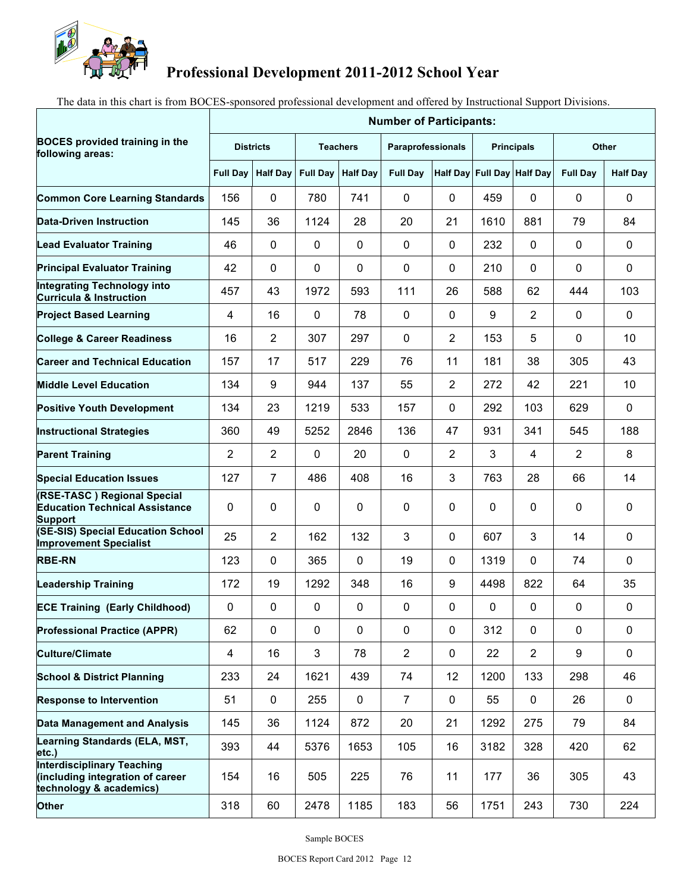# Professional Development 2011-2012 School Year

The data in this chart is from BOCES-sponsored professional development and offered by Instructional Support Divisions.

| BOCES provided training in the following areas: | Number of Participants: | | | | | | | | | |
|---|---|---|---|---|---|---|---|---|---|---|
| | Districts | | Teachers | | Paraprofessionals | | Principals | | Other | |
| | Full Day | Half Day | Full Day | Half Day | Full Day | Half Day | Full Day | Half Day | Full Day | Half Day |
| Common Core Learning Standards | 156 | 0 | 780 | 741 | 0 | 0 | 459 | 0 | 0 | 0 |
| Data-Driven Instruction | 145 | 36 | 1124 | 28 | 20 | 21 | 1610 | 881 | 79 | 84 |
| Lead Evaluator Training | 46 | 0 | 0 | 0 | 0 | 0 | 232 | 0 | 0 | 0 |
| Principal Evaluator Training | 42 | 0 | 0 | 0 | 0 | 0 | 210 | 0 | 0 | 0 |
| Integrating Technology into Curricula & Instruction | 457 | 43 | 1972 | 593 | 111 | 26 | 588 | 62 | 444 | 103 |
| Project Based Learning | 4 | 16 | 0 | 78 | 0 | 0 | 9 | 2 | 0 | 0 |
| College & Career Readiness | 16 | 2 | 307 | 297 | 0 | 2 | 153 | 5 | 0 | 10 |
| Career and Technical Education | 157 | 17 | 517 | 229 | 76 | 11 | 181 | 38 | 305 | 43 |
| Middle Level Education | 134 | 9 | 944 | 137 | 55 | 2 | 272 | 42 | 221 | 10 |
| Positive Youth Development | 134 | 23 | 1219 | 533 | 157 | 0 | 292 | 103 | 629 | 0 |
| Instructional Strategies | 360 | 49 | 5252 | 2846 | 136 | 47 | 931 | 341 | 545 | 188 |
| Parent Training | 2 | 2 | 0 | 20 | 0 | 2 | 3 | 4 | 2 | 8 |
| Special Education Issues | 127 | 7 | 486 | 408 | 16 | 3 | 763 | 28 | 66 | 14 |
| (RSE-TASC ) Regional Special Education Technical Assistance Support | 0 | 0 | 0 | 0 | 0 | 0 | 0 | 0 | 0 | 0 |
| (SE-SIS) Special Education School Improvement Specialist | 25 | 2 | 162 | 132 | 3 | 0 | 607 | 3 | 14 | 0 |
| RBE-RN | 123 | 0 | 365 | 0 | 19 | 0 | 1319 | 0 | 74 | 0 |
| Leadership Training | 172 | 19 | 1292 | 348 | 16 | 9 | 4498 | 822 | 64 | 35 |
| ECE Training (Early Childhood) | 0 | 0 | 0 | 0 | 0 | 0 | 0 | 0 | 0 | 0 |
| Professional Practice (APPR) | 62 | 0 | 0 | 0 | 0 | 0 | 312 | 0 | 0 | 0 |
| Culture/Climate | 4 | 16 | 3 | 78 | 2 | 0 | 22 | 2 | 9 | 0 |
| School & District Planning | 233 | 24 | 1621 | 439 | 74 | 12 | 1200 | 133 | 298 | 46 |
| Response to Intervention | 51 | 0 | 255 | 0 | 7 | 0 | 55 | 0 | 26 | 0 |
| Data Management and Analysis | 145 | 36 | 1124 | 872 | 20 | 21 | 1292 | 275 | 79 | 84 |
| Learning Standards (ELA, MST, etc.) | 393 | 44 | 5376 | 1653 | 105 | 16 | 3182 | 328 | 420 | 62 |
| Interdisciplinary Teaching (including integration of career technology & academics) | 154 | 16 | 505 | 225 | 76 | 11 | 177 | 36 | 305 | 43 |
| Other | 318 | 60 | 2478 | 1185 | 183 | 56 | 1751 | 243 | 730 | 224 |

Sample BOCES

BOCES Report Card 2012 Page 12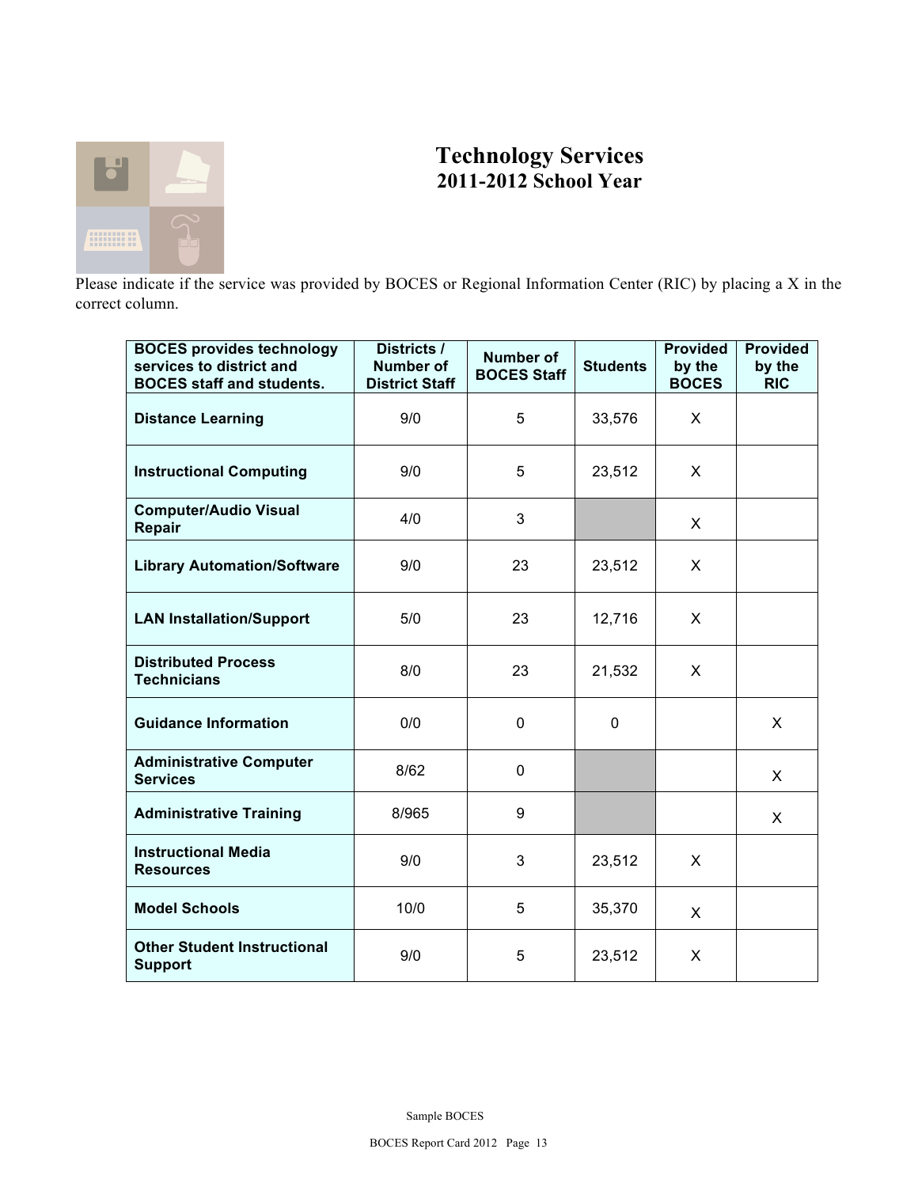# Technology Services
## 2011-2012 School Year

Please indicate if the service was provided by BOCES or Regional Information Center (RIC) by placing a X in the correct column.

| BOCES provides technology services to district and BOCES staff and students. | Districts / Number of District Staff | Number of BOCES Staff | Students | Provided by the BOCES | Provided by the RIC |
|---|---|---|---|---|---|
| **Distance Learning** | 9/0 | 5 | 33,576 | X | |
| **Instructional Computing** | 9/0 | 5 | 23,512 | X | |
| **Computer/Audio Visual Repair** | 4/0 | 3 | | X | |
| **Library Automation/Software** | 9/0 | 23 | 23,512 | X | |
| **LAN Installation/Support** | 5/0 | 23 | 12,716 | X | |
| **Distributed Process Technicians** | 8/0 | 23 | 21,532 | X | |
| **Guidance Information** | 0/0 | 0 | 0 | | X |
| **Administrative Computer Services** | 8/62 | 0 | | | X |
| **Administrative Training** | 8/965 | 9 | | | X |
| **Instructional Media Resources** | 9/0 | 3 | 23,512 | X | |
| **Model Schools** | 10/0 | 5 | 35,370 | X | |
| **Other Student Instructional Support** | 9/0 | 5 | 23,512 | X | |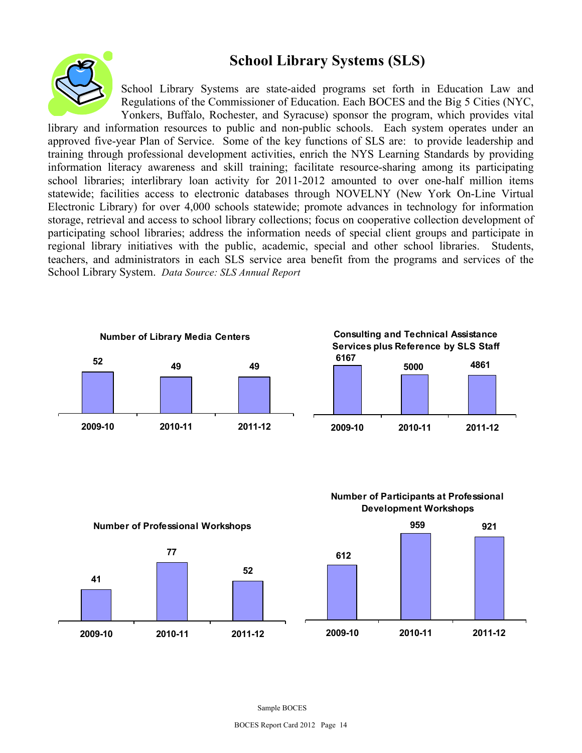# School Library Systems (SLS)

School Library Systems are state-aided programs set forth in Education Law and Regulations of the Commissioner of Education. Each BOCES and the Big 5 Cities (NYC, Yonkers, Buffalo, Rochester, and Syracuse) sponsor the program, which provides vital library and information resources to public and non-public schools. Each system operates under an approved five-year Plan of Service. Some of the key functions of SLS are: to provide leadership and training through professional development activities, enrich the NYS Learning Standards by providing information literacy awareness and skill training; facilitate resource-sharing among its participating school libraries; interlibrary loan activity for 2011-2012 amounted to over one-half million items statewide; facilities access to electronic databases through NOVELNY (New York On-Line Virtual Electronic Library) for over 4,000 schools statewide; promote advances in technology for information storage, retrieval and access to school library collections; focus on cooperative collection development of participating school libraries; address the information needs of special client groups and participate in regional library initiatives with the public, academic, special and other school libraries. Students, teachers, and administrators in each SLS service area benefit from the programs and services of the School Library System. *Data Source: SLS Annual Report*

**Number of Library Media Centers**

| 2009-10 | 2010-11 | 2011-12 |
|---|---|---|
| 52 | 49 | 49 |

**Consulting and Technical Assistance Services plus Reference by SLS Staff**

| 2009-10 | 2010-11 | 2011-12 |
|---|---|---|
| 6167 | 5000 | 4861 |

**Number of Professional Workshops**

| 2009-10 | 2010-11 | 2011-12 |
|---|---|---|
| 41 | 77 | 52 |

**Number of Participants at Professional Development Workshops**

| 2009-10 | 2010-11 | 2011-12 |
|---|---|---|
| 612 | 959 | 921 |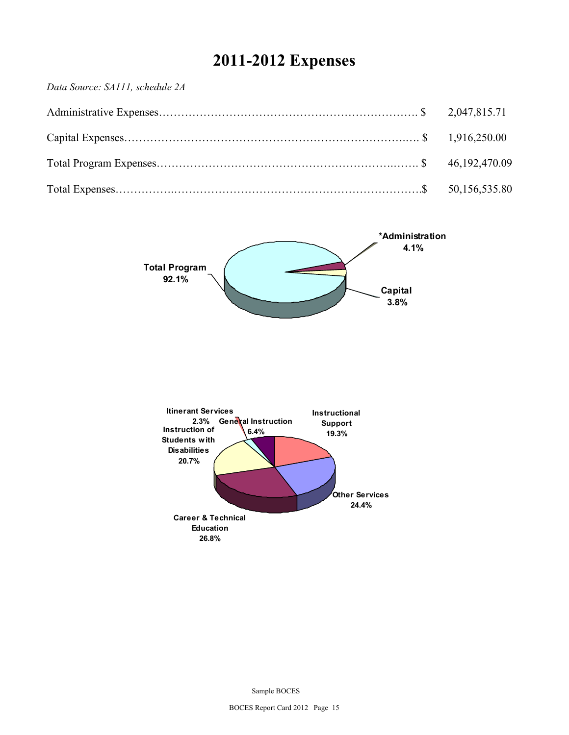# 2011-2012 Expenses

*Data Source: SA111, schedule 2A*

| | | |
|---|---|---|
| Administrative Expenses | $ | 2,047,815.71 |
| Capital Expenses | $ | 1,916,250.00 |
| Total Program Expenses | $ | 46,192,470.09 |
| Total Expenses | $ | 50,156,535.80 |

*Administration
4.1%

Total Program
92.1%

Capital
3.8%

Itinerant Services
2.3%

General Instruction
6.4%

Instructional Support
19.3%

Instruction of Students with Disabilities
20.7%

Other Services
24.4%

Career & Technical Education
26.8%